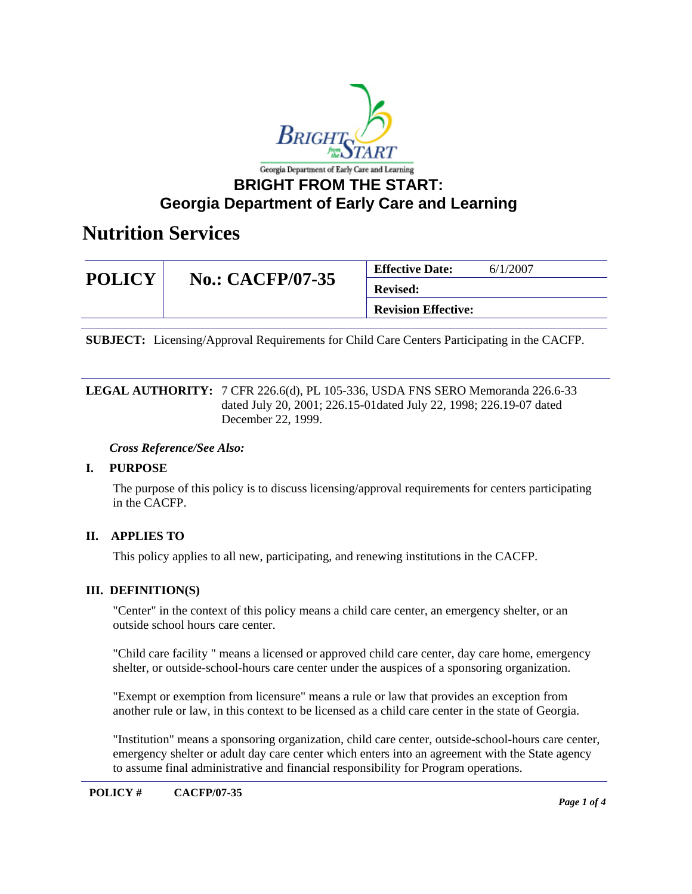# BRIGHT FROM THE START: Georgia Department of Early Care and Learning

## Nutrition Services

| POLICY | No.: CACFP/07-35 | Effective Date: 6/1/2007 |
|---|---|---|
| | | Revised: |
| | | Revision Effective: |

**SUBJECT:** Licensing/Approval Requirements for Child Care Centers Participating in the CACFP.

**LEGAL AUTHORITY:** 7 CFR 226.6(d), PL 105-336, USDA FNS SERO Memoranda 226.6-33 dated July 20, 2001; 226.15-01dated July 22, 1998; 226.19-07 dated December 22, 1999.

***Cross Reference/See Also:***

### I. PURPOSE

The purpose of this policy is to discuss licensing/approval requirements for centers participating in the CACFP.

### II. APPLIES TO

This policy applies to all new, participating, and renewing institutions in the CACFP.

### III. DEFINITION(S)

"Center" in the context of this policy means a child care center, an emergency shelter, or an outside school hours care center.

"Child care facility " means a licensed or approved child care center, day care home, emergency shelter, or outside-school-hours care center under the auspices of a sponsoring organization.

"Exempt or exemption from licensure" means a rule or law that provides an exception from another rule or law, in this context to be licensed as a child care center in the state of Georgia.

"Institution" means a sponsoring organization, child care center, outside-school-hours care center, emergency shelter or adult day care center which enters into an agreement with the State agency to assume final administrative and financial responsibility for Program operations.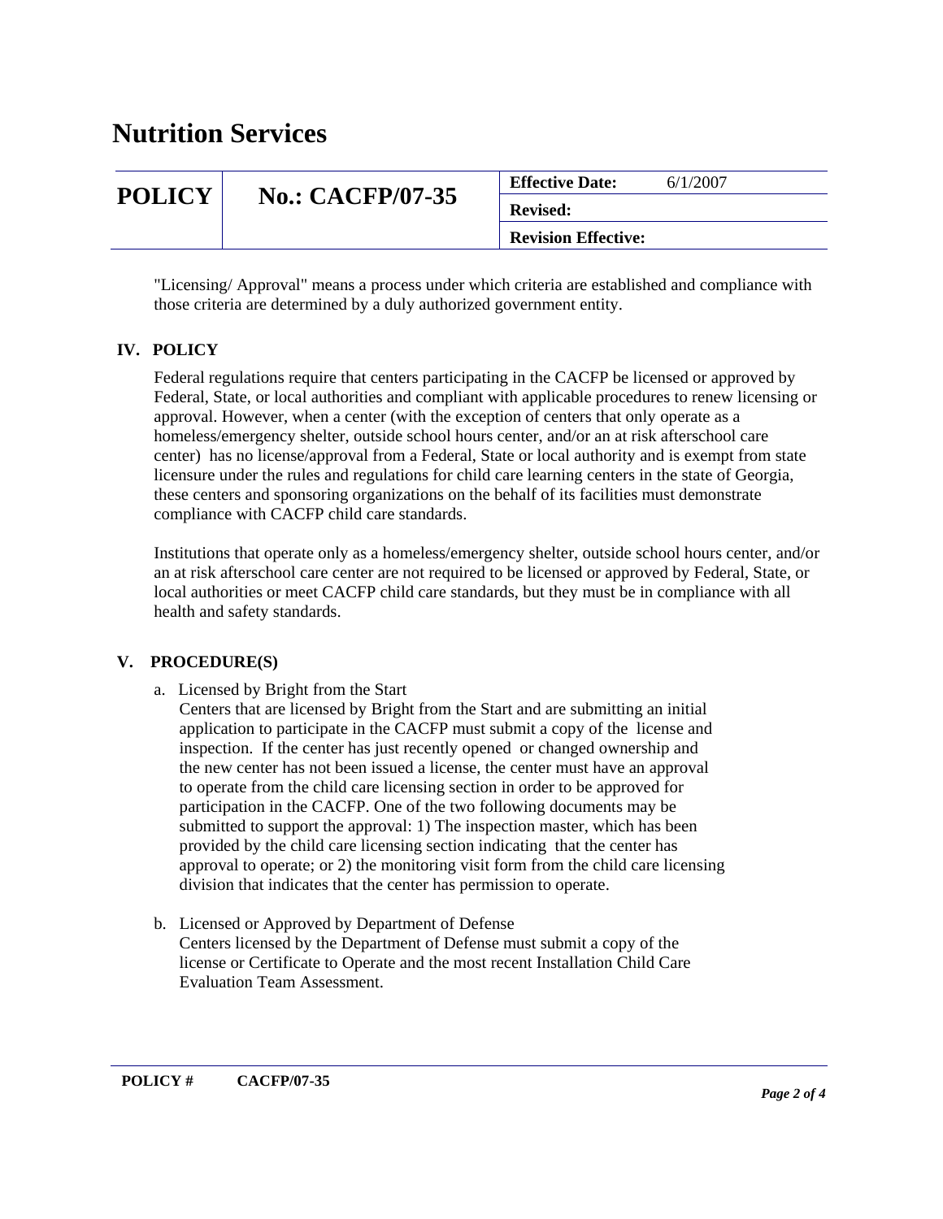"Licensing/ Approval" means a process under which criteria are established and compliance with those criteria are determined by a duly authorized government entity.

## IV. POLICY

Federal regulations require that centers participating in the CACFP be licensed or approved by Federal, State, or local authorities and compliant with applicable procedures to renew licensing or approval. However, when a center (with the exception of centers that only operate as a homeless/emergency shelter, outside school hours center, and/or an at risk afterschool care center) has no license/approval from a Federal, State or local authority and is exempt from state licensure under the rules and regulations for child care learning centers in the state of Georgia, these centers and sponsoring organizations on the behalf of its facilities must demonstrate compliance with CACFP child care standards.

Institutions that operate only as a homeless/emergency shelter, outside school hours center, and/or an at risk afterschool care center are not required to be licensed or approved by Federal, State, or local authorities or meet CACFP child care standards, but they must be in compliance with all health and safety standards.

## V. PROCEDURE(S)

a. Licensed by Bright from the Start
   Centers that are licensed by Bright from the Start and are submitting an initial application to participate in the CACFP must submit a copy of the license and inspection. If the center has just recently opened or changed ownership and the new center has not been issued a license, the center must have an approval to operate from the child care licensing section in order to be approved for participation in the CACFP. One of the two following documents may be submitted to support the approval: 1) The inspection master, which has been provided by the child care licensing section indicating that the center has approval to operate; or 2) the monitoring visit form from the child care licensing division that indicates that the center has permission to operate.

b. Licensed or Approved by Department of Defense
   Centers licensed by the Department of Defense must submit a copy of the license or Certificate to Operate and the most recent Installation Child Care Evaluation Team Assessment.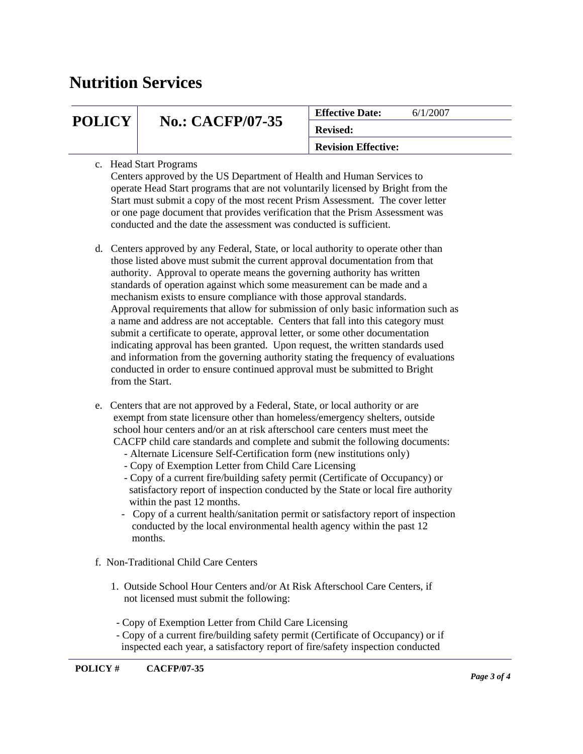# Nutrition Services

| POLICY | No.: CACFP/07-35 | Effective Date: 6/1/2007 |
|---|---|---|
| | | Revised: |
| | | Revision Effective: |

c. Head Start Programs
   Centers approved by the US Department of Health and Human Services to operate Head Start programs that are not voluntarily licensed by Bright from the Start must submit a copy of the most recent Prism Assessment. The cover letter or one page document that provides verification that the Prism Assessment was conducted and the date the assessment was conducted is sufficient.

d. Centers approved by any Federal, State, or local authority to operate other than those listed above must submit the current approval documentation from that authority. Approval to operate means the governing authority has written standards of operation against which some measurement can be made and a mechanism exists to ensure compliance with those approval standards. Approval requirements that allow for submission of only basic information such as a name and address are not acceptable. Centers that fall into this category must submit a certificate to operate, approval letter, or some other documentation indicating approval has been granted. Upon request, the written standards used and information from the governing authority stating the frequency of evaluations conducted in order to ensure continued approval must be submitted to Bright from the Start.

e. Centers that are not approved by a Federal, State, or local authority or are exempt from state licensure other than homeless/emergency shelters, outside school hour centers and/or an at risk afterschool care centers must meet the CACFP child care standards and complete and submit the following documents:
   - Alternate Licensure Self-Certification form (new institutions only)
   - Copy of Exemption Letter from Child Care Licensing
   - Copy of a current fire/building safety permit (Certificate of Occupancy) or satisfactory report of inspection conducted by the State or local fire authority within the past 12 months.
   - Copy of a current health/sanitation permit or satisfactory report of inspection conducted by the local environmental health agency within the past 12 months.

f. Non-Traditional Child Care Centers

   1. Outside School Hour Centers and/or At Risk Afterschool Care Centers, if not licensed must submit the following:

      - Copy of Exemption Letter from Child Care Licensing
      - Copy of a current fire/building safety permit (Certificate of Occupancy) or if inspected each year, a satisfactory report of fire/safety inspection conducted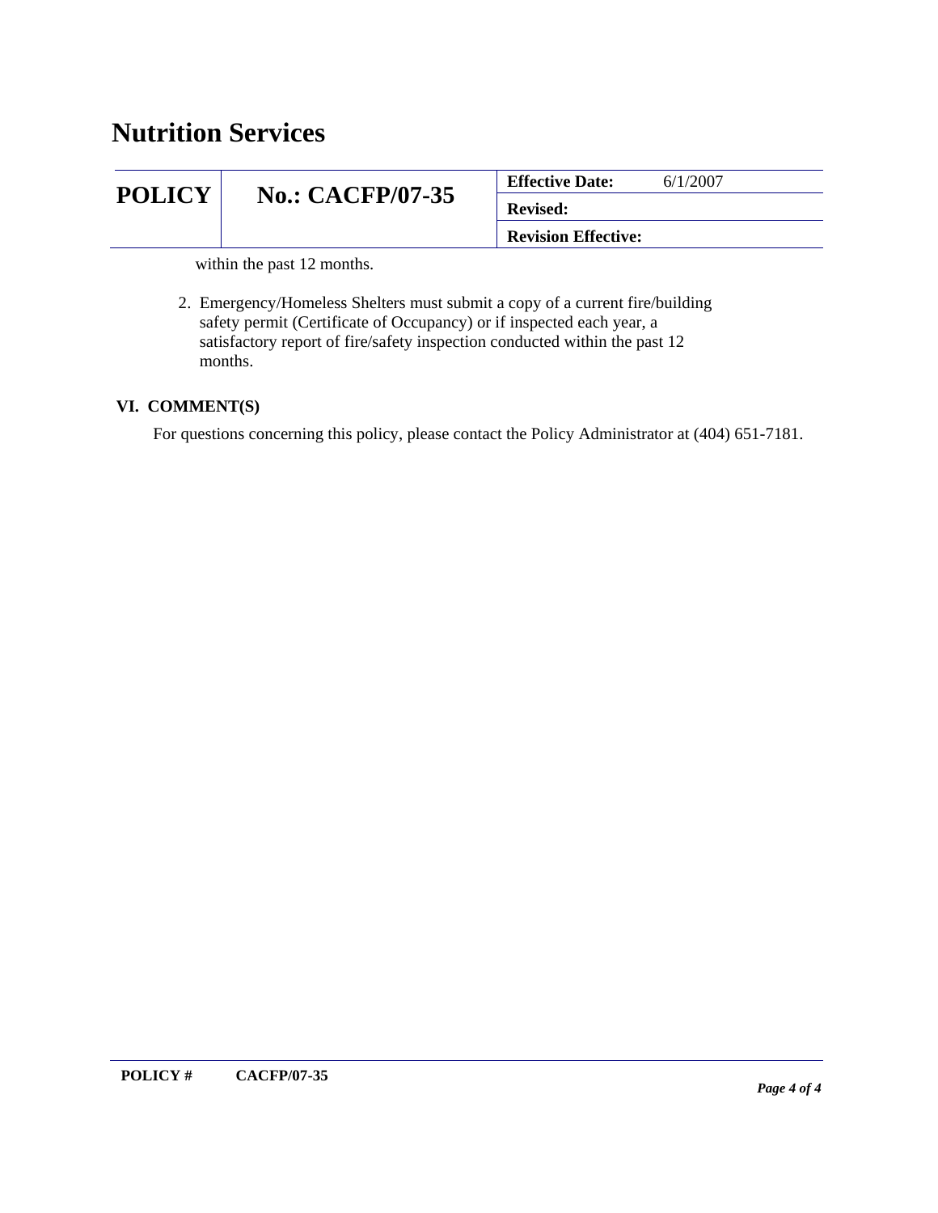within the past 12 months.

2. Emergency/Homeless Shelters must submit a copy of a current fire/building safety permit (Certificate of Occupancy) or if inspected each year, a satisfactory report of fire/safety inspection conducted within the past 12 months.

## VI. COMMENT(S)

For questions concerning this policy, please contact the Policy Administrator at (404) 651-7181.